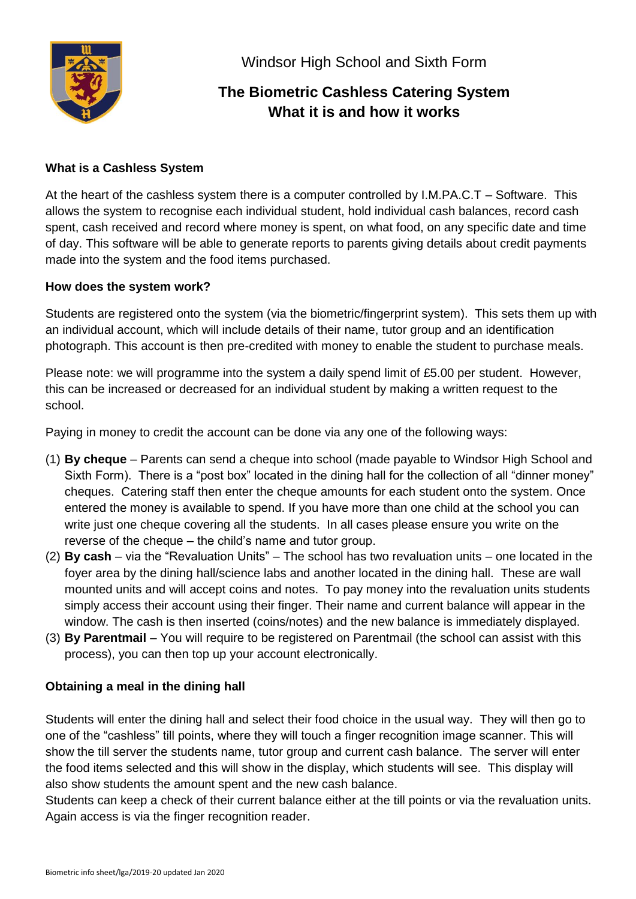Windsor High School and Sixth Form

# The Biometric Cashless Catering System
# What it is and how it works

### What is a Cashless System

At the heart of the cashless system there is a computer controlled by I.M.PA.C.T – Software. This allows the system to recognise each individual student, hold individual cash balances, record cash spent, cash received and record where money is spent, on what food, on any specific date and time of day. This software will be able to generate reports to parents giving details about credit payments made into the system and the food items purchased.

### How does the system work?

Students are registered onto the system (via the biometric/fingerprint system). This sets them up with an individual account, which will include details of their name, tutor group and an identification photograph. This account is then pre-credited with money to enable the student to purchase meals.

Please note: we will programme into the system a daily spend limit of £5.00 per student. However, this can be increased or decreased for an individual student by making a written request to the school.

Paying in money to credit the account can be done via any one of the following ways:

(1) **By cheque** – Parents can send a cheque into school (made payable to Windsor High School and Sixth Form). There is a "post box" located in the dining hall for the collection of all "dinner money" cheques. Catering staff then enter the cheque amounts for each student onto the system. Once entered the money is available to spend. If you have more than one child at the school you can write just one cheque covering all the students. In all cases please ensure you write on the reverse of the cheque – the child's name and tutor group.

(2) **By cash** – via the "Revaluation Units" – The school has two revaluation units – one located in the foyer area by the dining hall/science labs and another located in the dining hall. These are wall mounted units and will accept coins and notes. To pay money into the revaluation units students simply access their account using their finger. Their name and current balance will appear in the window. The cash is then inserted (coins/notes) and the new balance is immediately displayed.

(3) **By Parentmail** – You will require to be registered on Parentmail (the school can assist with this process), you can then top up your account electronically.

### Obtaining a meal in the dining hall

Students will enter the dining hall and select their food choice in the usual way. They will then go to one of the "cashless" till points, where they will touch a finger recognition image scanner. This will show the till server the students name, tutor group and current cash balance. The server will enter the food items selected and this will show in the display, which students will see. This display will also show students the amount spent and the new cash balance.
Students can keep a check of their current balance either at the till points or via the revaluation units. Again access is via the finger recognition reader.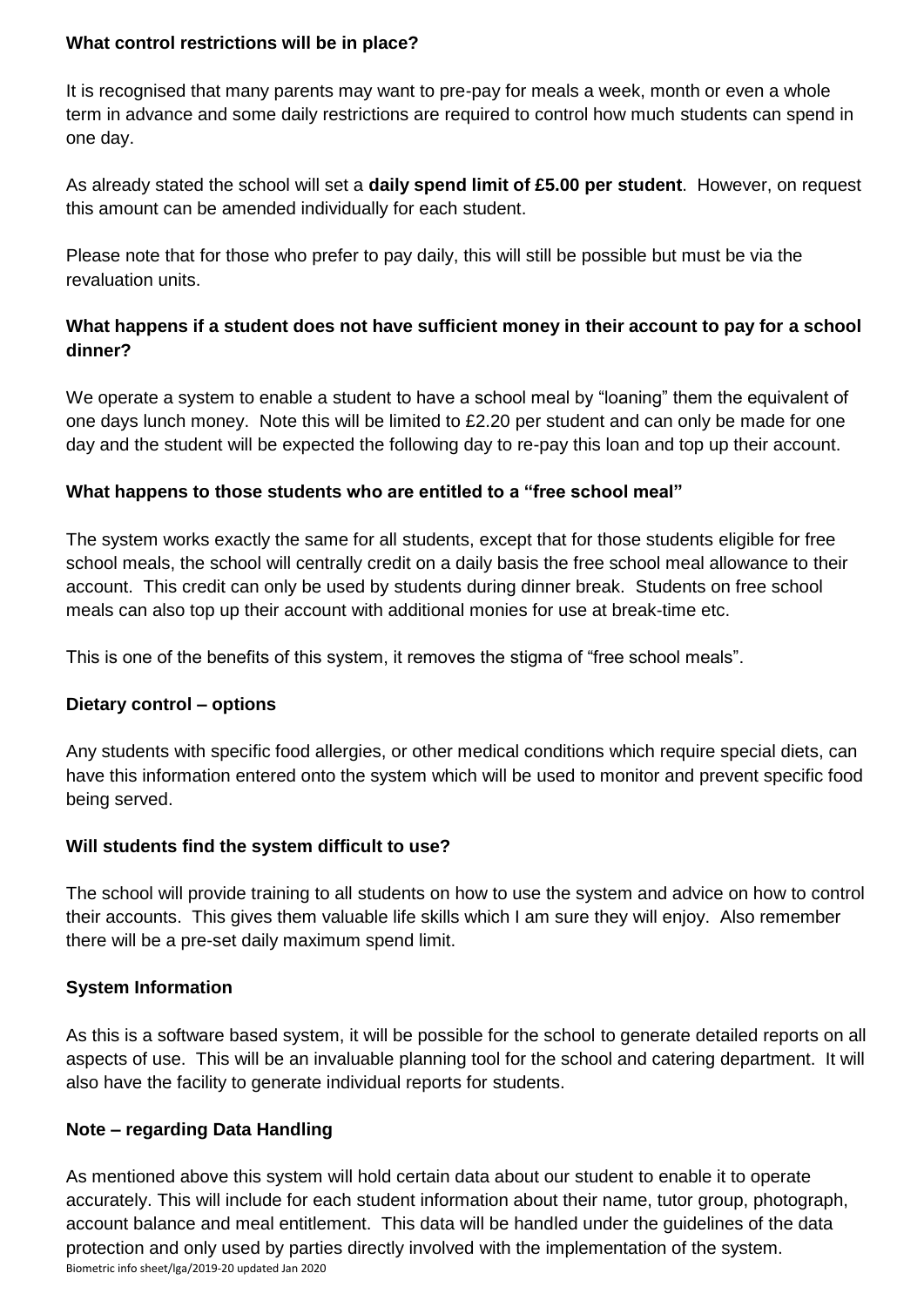**What control restrictions will be in place?**

It is recognised that many parents may want to pre-pay for meals a week, month or even a whole term in advance and some daily restrictions are required to control how much students can spend in one day.

As already stated the school will set a **daily spend limit of £5.00 per student**. However, on request this amount can be amended individually for each student.

Please note that for those who prefer to pay daily, this will still be possible but must be via the revaluation units.

**What happens if a student does not have sufficient money in their account to pay for a school dinner?**

We operate a system to enable a student to have a school meal by "loaning" them the equivalent of one days lunch money. Note this will be limited to £2.20 per student and can only be made for one day and the student will be expected the following day to re-pay this loan and top up their account.

**What happens to those students who are entitled to a "free school meal"**

The system works exactly the same for all students, except that for those students eligible for free school meals, the school will centrally credit on a daily basis the free school meal allowance to their account. This credit can only be used by students during dinner break. Students on free school meals can also top up their account with additional monies for use at break-time etc.

This is one of the benefits of this system, it removes the stigma of "free school meals".

**Dietary control – options**

Any students with specific food allergies, or other medical conditions which require special diets, can have this information entered onto the system which will be used to monitor and prevent specific food being served.

**Will students find the system difficult to use?**

The school will provide training to all students on how to use the system and advice on how to control their accounts. This gives them valuable life skills which I am sure they will enjoy. Also remember there will be a pre-set daily maximum spend limit.

**System Information**

As this is a software based system, it will be possible for the school to generate detailed reports on all aspects of use. This will be an invaluable planning tool for the school and catering department. It will also have the facility to generate individual reports for students.

**Note – regarding Data Handling**

As mentioned above this system will hold certain data about our student to enable it to operate accurately. This will include for each student information about their name, tutor group, photograph, account balance and meal entitlement. This data will be handled under the guidelines of the data protection and only used by parties directly involved with the implementation of the system.